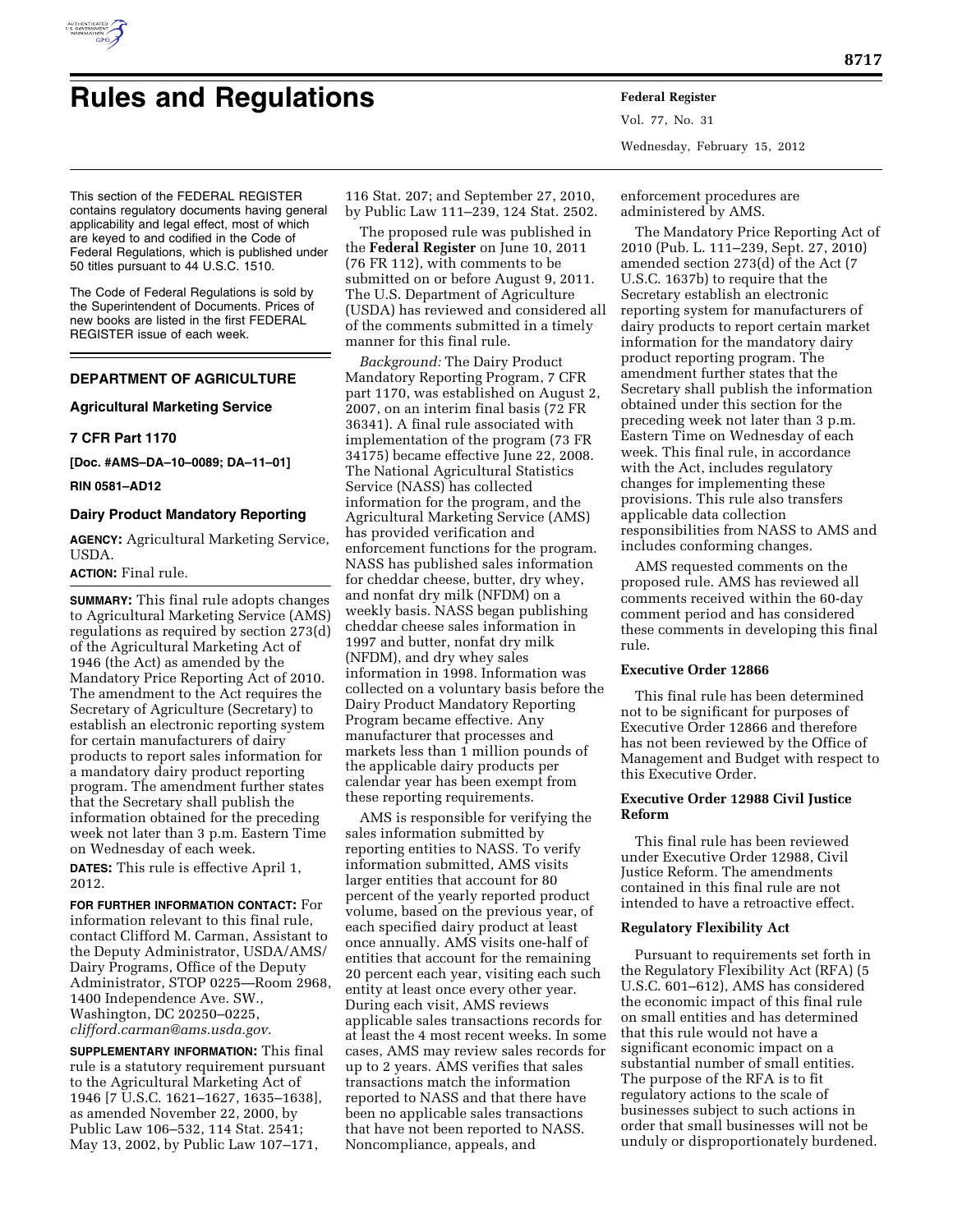# Rules and Regulations

This section of the FEDERAL REGISTER contains regulatory documents having general applicability and legal effect, most of which are keyed to and codified in the Code of Federal Regulations, which is published under 50 titles pursuant to 44 U.S.C. 1510.

The Code of Federal Regulations is sold by the Superintendent of Documents. Prices of new books are listed in the first FEDERAL REGISTER issue of each week.

## DEPARTMENT OF AGRICULTURE

### Agricultural Marketing Service

### 7 CFR Part 1170

**[Doc. #AMS–DA–10–0089; DA–11–01]**

**RIN 0581–AD12**

### Dairy Product Mandatory Reporting

**AGENCY:** Agricultural Marketing Service, USDA.

**ACTION:** Final rule.

**SUMMARY:** This final rule adopts changes to Agricultural Marketing Service (AMS) regulations as required by section 273(d) of the Agricultural Marketing Act of 1946 (the Act) as amended by the Mandatory Price Reporting Act of 2010. The amendment to the Act requires the Secretary of Agriculture (Secretary) to establish an electronic reporting system for certain manufacturers of dairy products to report sales information for a mandatory dairy product reporting program. The amendment further states that the Secretary shall publish the information obtained for the preceding week not later than 3 p.m. Eastern Time on Wednesday of each week.

**DATES:** This rule is effective April 1, 2012.

**FOR FURTHER INFORMATION CONTACT:** For information relevant to this final rule, contact Clifford M. Carman, Assistant to the Deputy Administrator, USDA/AMS/Dairy Programs, Office of the Deputy Administrator, STOP 0225—Room 2968, 1400 Independence Ave. SW., Washington, DC 20250–0225, *clifford.carman@ams.usda.gov.*

**SUPPLEMENTARY INFORMATION:** This final rule is a statutory requirement pursuant to the Agricultural Marketing Act of 1946 [7 U.S.C. 1621–1627, 1635–1638], as amended November 22, 2000, by Public Law 106–532, 114 Stat. 2541; May 13, 2002, by Public Law 107–171, 116 Stat. 207; and September 27, 2010, by Public Law 111–239, 124 Stat. 2502.

The proposed rule was published in the **Federal Register** on June 10, 2011 (76 FR 112), with comments to be submitted on or before August 9, 2011. The U.S. Department of Agriculture (USDA) has reviewed and considered all of the comments submitted in a timely manner for this final rule.

*Background:* The Dairy Product Mandatory Reporting Program, 7 CFR part 1170, was established on August 2, 2007, on an interim final basis (72 FR 36341). A final rule associated with implementation of the program (73 FR 34175) became effective June 22, 2008. The National Agricultural Statistics Service (NASS) has collected information for the program, and the Agricultural Marketing Service (AMS) has provided verification and enforcement functions for the program. NASS has published sales information for cheddar cheese, butter, dry whey, and nonfat dry milk (NFDM) on a weekly basis. NASS began publishing cheddar cheese sales information in 1997 and butter, nonfat dry milk (NFDM), and dry whey sales information in 1998. Information was collected on a voluntary basis before the Dairy Product Mandatory Reporting Program became effective. Any manufacturer that processes and markets less than 1 million pounds of the applicable dairy products per calendar year has been exempt from these reporting requirements.

AMS is responsible for verifying the sales information submitted by reporting entities to NASS. To verify information submitted, AMS visits larger entities that account for 80 percent of the yearly reported product volume, based on the previous year, of each specified dairy product at least once annually. AMS visits one-half of entities that account for the remaining 20 percent each year, visiting each such entity at least once every other year. During each visit, AMS reviews applicable sales transactions records for at least the 4 most recent weeks. In some cases, AMS may review sales records for up to 2 years. AMS verifies that sales transactions match the information reported to NASS and that there have been no applicable sales transactions that have not been reported to NASS. Noncompliance, appeals, and enforcement procedures are administered by AMS.

The Mandatory Price Reporting Act of 2010 (Pub. L. 111–239, Sept. 27, 2010) amended section 273(d) of the Act (7 U.S.C. 1637b) to require that the Secretary establish an electronic reporting system for manufacturers of dairy products to report certain market information for the mandatory dairy product reporting program. The amendment further states that the Secretary shall publish the information obtained under this section for the preceding week not later than 3 p.m. Eastern Time on Wednesday of each week. This final rule, in accordance with the Act, includes regulatory changes for implementing these provisions. This rule also transfers applicable data collection responsibilities from NASS to AMS and includes conforming changes.

AMS requested comments on the proposed rule. AMS has reviewed all comments received within the 60-day comment period and has considered these comments in developing this final rule.

#### Executive Order 12866

This final rule has been determined not to be significant for purposes of Executive Order 12866 and therefore has not been reviewed by the Office of Management and Budget with respect to this Executive Order.

#### Executive Order 12988 Civil Justice Reform

This final rule has been reviewed under Executive Order 12988, Civil Justice Reform. The amendments contained in this final rule are not intended to have a retroactive effect.

#### Regulatory Flexibility Act

Pursuant to requirements set forth in the Regulatory Flexibility Act (RFA) (5 U.S.C. 601–612), AMS has considered the economic impact of this final rule on small entities and has determined that this rule would not have a significant economic impact on a substantial number of small entities. The purpose of the RFA is to fit regulatory actions to the scale of businesses subject to such actions in order that small businesses will not be unduly or disproportionately burdened.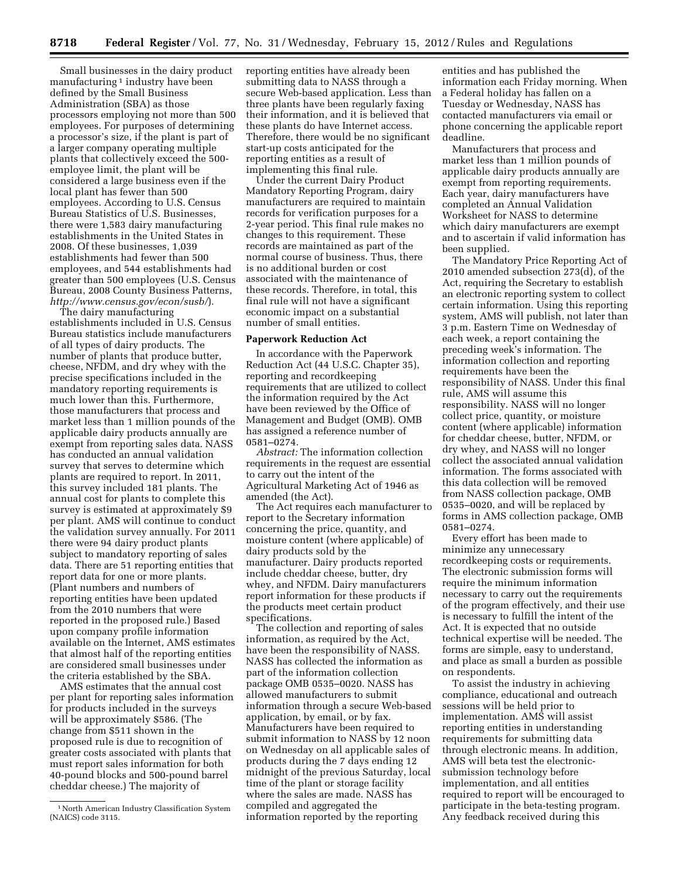Small businesses in the dairy product manufacturing [1] industry have been defined by the Small Business Administration (SBA) as those processors employing not more than 500 employees. For purposes of determining a processor's size, if the plant is part of a larger company operating multiple plants that collectively exceed the 500-employee limit, the plant will be considered a large business even if the local plant has fewer than 500 employees. According to U.S. Census Bureau Statistics of U.S. Businesses, there were 1,583 dairy manufacturing establishments in the United States in 2008. Of these businesses, 1,039 establishments had fewer than 500 employees, and 544 establishments had greater than 500 employees (U.S. Census Bureau, 2008 County Business Patterns, *http://www.census.gov/econ/susb/*).

The dairy manufacturing establishments included in U.S. Census Bureau statistics include manufacturers of all types of dairy products. The number of plants that produce butter, cheese, NFDM, and dry whey with the precise specifications included in the mandatory reporting requirements is much lower than this. Furthermore, those manufacturers that process and market less than 1 million pounds of the applicable dairy products annually are exempt from reporting sales data. NASS has conducted an annual validation survey that serves to determine which plants are required to report. In 2011, this survey included 181 plants. The annual cost for plants to complete this survey is estimated at approximately $9 per plant. AMS will continue to conduct the validation survey annually. For 2011 there were 94 dairy product plants subject to mandatory reporting of sales data. There are 51 reporting entities that report data for one or more plants. (Plant numbers and numbers of reporting entities have been updated from the 2010 numbers that were reported in the proposed rule.) Based upon company profile information available on the Internet, AMS estimates that almost half of the reporting entities are considered small businesses under the criteria established by the SBA.

AMS estimates that the annual cost per plant for reporting sales information for products included in the surveys will be approximately $586. (The change from $511 shown in the proposed rule is due to recognition of greater costs associated with plants that must report sales information for both 40-pound blocks and 500-pound barrel cheddar cheese.) The majority of reporting entities have already been submitting data to NASS through a secure Web-based application. Less than three plants have been regularly faxing their information, and it is believed that these plants do have Internet access. Therefore, there would be no significant start-up costs anticipated for the reporting entities as a result of implementing this final rule.

Under the current Dairy Product Mandatory Reporting Program, dairy manufacturers are required to maintain records for verification purposes for a 2-year period. This final rule makes no changes to this requirement. These records are maintained as part of the normal course of business. Thus, there is no additional burden or cost associated with the maintenance of these records. Therefore, in total, this final rule will not have a significant economic impact on a substantial number of small entities.

## Paperwork Reduction Act

In accordance with the Paperwork Reduction Act (44 U.S.C. Chapter 35), reporting and recordkeeping requirements that are utilized to collect the information required by the Act have been reviewed by the Office of Management and Budget (OMB). OMB has assigned a reference number of 0581–0274.

*Abstract:* The information collection requirements in the request are essential to carry out the intent of the Agricultural Marketing Act of 1946 as amended (the Act).

The Act requires each manufacturer to report to the Secretary information concerning the price, quantity, and moisture content (where applicable) of dairy products sold by the manufacturer. Dairy products reported include cheddar cheese, butter, dry whey, and NFDM. Dairy manufacturers report information for these products if the products meet certain product specifications.

The collection and reporting of sales information, as required by the Act, have been the responsibility of NASS. NASS has collected the information as part of the information collection package OMB 0535–0020. NASS has allowed manufacturers to submit information through a secure Web-based application, by email, or by fax. Manufacturers have been required to submit information to NASS by 12 noon on Wednesday on all applicable sales of products during the 7 days ending 12 midnight of the previous Saturday, local time of the plant or storage facility where the sales are made. NASS has compiled and aggregated the information reported by the reporting entities and has published the information each Friday morning. When a Federal holiday has fallen on a Tuesday or Wednesday, NASS has contacted manufacturers via email or phone concerning the applicable report deadline.

Manufacturers that process and market less than 1 million pounds of applicable dairy products annually are exempt from reporting requirements. Each year, dairy manufacturers have completed an Annual Validation Worksheet for NASS to determine which dairy manufacturers are exempt and to ascertain if valid information has been supplied.

The Mandatory Price Reporting Act of 2010 amended subsection 273(d), of the Act, requiring the Secretary to establish an electronic reporting system to collect certain information. Using this reporting system, AMS will publish, not later than 3 p.m. Eastern Time on Wednesday of each week, a report containing the preceding week's information. The information collection and reporting requirements have been the responsibility of NASS. Under this final rule, AMS will assume this responsibility. NASS will no longer collect price, quantity, or moisture content (where applicable) information for cheddar cheese, butter, NFDM, or dry whey, and NASS will no longer collect the associated annual validation information. The forms associated with this data collection will be removed from NASS collection package, OMB 0535–0020, and will be replaced by forms in AMS collection package, OMB 0581–0274.

Every effort has been made to minimize any unnecessary recordkeeping costs or requirements. The electronic submission forms will require the minimum information necessary to carry out the requirements of the program effectively, and their use is necessary to fulfill the intent of the Act. It is expected that no outside technical expertise will be needed. The forms are simple, easy to understand, and place as small a burden as possible on respondents.

To assist the industry in achieving compliance, educational and outreach sessions will be held prior to implementation. AMS will assist reporting entities in understanding requirements for submitting data through electronic means. In addition, AMS will beta test the electronic-submission technology before implementation, and all entities required to report will be encouraged to participate in the beta-testing program. Any feedback received during this

[1] North American Industry Classification System (NAICS) code 3115.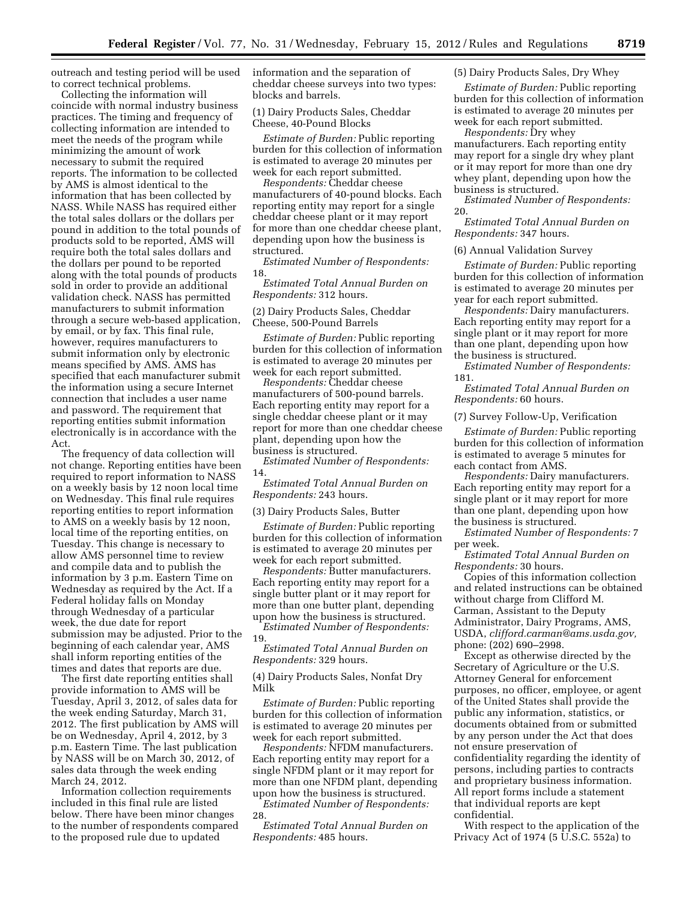outreach and testing period will be used to correct technical problems.

Collecting the information will coincide with normal industry business practices. The timing and frequency of collecting information are intended to meet the needs of the program while minimizing the amount of work necessary to submit the required reports. The information to be collected by AMS is almost identical to the information that has been collected by NASS. While NASS has required either the total sales dollars or the dollars per pound in addition to the total pounds of products sold to be reported, AMS will require both the total sales dollars and the dollars per pound to be reported along with the total pounds of products sold in order to provide an additional validation check. NASS has permitted manufacturers to submit information through a secure web-based application, by email, or by fax. This final rule, however, requires manufacturers to submit information only by electronic means specified by AMS. AMS has specified that each manufacturer submit the information using a secure Internet connection that includes a user name and password. The requirement that reporting entities submit information electronically is in accordance with the Act.

The frequency of data collection will not change. Reporting entities have been required to report information to NASS on a weekly basis by 12 noon local time on Wednesday. This final rule requires reporting entities to report information to AMS on a weekly basis by 12 noon, local time of the reporting entities, on Tuesday. This change is necessary to allow AMS personnel time to review and compile data and to publish the information by 3 p.m. Eastern Time on Wednesday as required by the Act. If a Federal holiday falls on Monday through Wednesday of a particular week, the due date for report submission may be adjusted. Prior to the beginning of each calendar year, AMS shall inform reporting entities of the times and dates that reports are due.

The first date reporting entities shall provide information to AMS will be Tuesday, April 3, 2012, of sales data for the week ending Saturday, March 31, 2012. The first publication by AMS will be on Wednesday, April 4, 2012, by 3 p.m. Eastern Time. The last publication by NASS will be on March 30, 2012, of sales data through the week ending March 24, 2012.

Information collection requirements included in this final rule are listed below. There have been minor changes to the number of respondents compared to the proposed rule due to updated information and the separation of cheddar cheese surveys into two types: blocks and barrels.

(1) Dairy Products Sales, Cheddar Cheese, 40-Pound Blocks

*Estimate of Burden:* Public reporting burden for this collection of information is estimated to average 20 minutes per week for each report submitted.

*Respondents:* Cheddar cheese manufacturers of 40-pound blocks. Each reporting entity may report for a single cheddar cheese plant or it may report for more than one cheddar cheese plant, depending upon how the business is structured.

*Estimated Number of Respondents:* 18.

*Estimated Total Annual Burden on Respondents:* 312 hours.

(2) Dairy Products Sales, Cheddar Cheese, 500-Pound Barrels

*Estimate of Burden:* Public reporting burden for this collection of information is estimated to average 20 minutes per week for each report submitted.

*Respondents:* Cheddar cheese manufacturers of 500-pound barrels. Each reporting entity may report for a single cheddar cheese plant or it may report for more than one cheddar cheese plant, depending upon how the business is structured.

*Estimated Number of Respondents:* 14.

*Estimated Total Annual Burden on Respondents:* 243 hours.

(3) Dairy Products Sales, Butter

*Estimate of Burden:* Public reporting burden for this collection of information is estimated to average 20 minutes per week for each report submitted.

*Respondents:* Butter manufacturers. Each reporting entity may report for a single butter plant or it may report for more than one butter plant, depending upon how the business is structured.

*Estimated Number of Respondents:* 19.

*Estimated Total Annual Burden on Respondents:* 329 hours.

(4) Dairy Products Sales, Nonfat Dry Milk

*Estimate of Burden:* Public reporting burden for this collection of information is estimated to average 20 minutes per week for each report submitted.

*Respondents:* NFDM manufacturers. Each reporting entity may report for a single NFDM plant or it may report for more than one NFDM plant, depending upon how the business is structured.

*Estimated Number of Respondents:* 28.

*Estimated Total Annual Burden on Respondents:* 485 hours.

(5) Dairy Products Sales, Dry Whey

*Estimate of Burden:* Public reporting burden for this collection of information is estimated to average 20 minutes per week for each report submitted.

*Respondents:* Dry whey manufacturers. Each reporting entity may report for a single dry whey plant or it may report for more than one dry whey plant, depending upon how the business is structured.

*Estimated Number of Respondents:* 20.

*Estimated Total Annual Burden on Respondents:* 347 hours.

(6) Annual Validation Survey

*Estimate of Burden:* Public reporting burden for this collection of information is estimated to average 20 minutes per year for each report submitted.

*Respondents:* Dairy manufacturers. Each reporting entity may report for a single plant or it may report for more than one plant, depending upon how the business is structured.

*Estimated Number of Respondents:* 181.

*Estimated Total Annual Burden on Respondents:* 60 hours.

(7) Survey Follow-Up, Verification

*Estimate of Burden:* Public reporting burden for this collection of information is estimated to average 5 minutes for each contact from AMS.

*Respondents:* Dairy manufacturers. Each reporting entity may report for a single plant or it may report for more than one plant, depending upon how the business is structured.

*Estimated Number of Respondents:* 7 per week.

*Estimated Total Annual Burden on Respondents:* 30 hours.

Copies of this information collection and related instructions can be obtained without charge from Clifford M. Carman, Assistant to the Deputy Administrator, Dairy Programs, AMS, USDA, *clifford.carman@ams.usda.gov,* phone: (202) 690–2998.

Except as otherwise directed by the Secretary of Agriculture or the U.S. Attorney General for enforcement purposes, no officer, employee, or agent of the United States shall provide the public any information, statistics, or documents obtained from or submitted by any person under the Act that does not ensure preservation of confidentiality regarding the identity of persons, including parties to contracts and proprietary business information. All report forms include a statement that individual reports are kept confidential.

With respect to the application of the Privacy Act of 1974 (5 U.S.C. 552a) to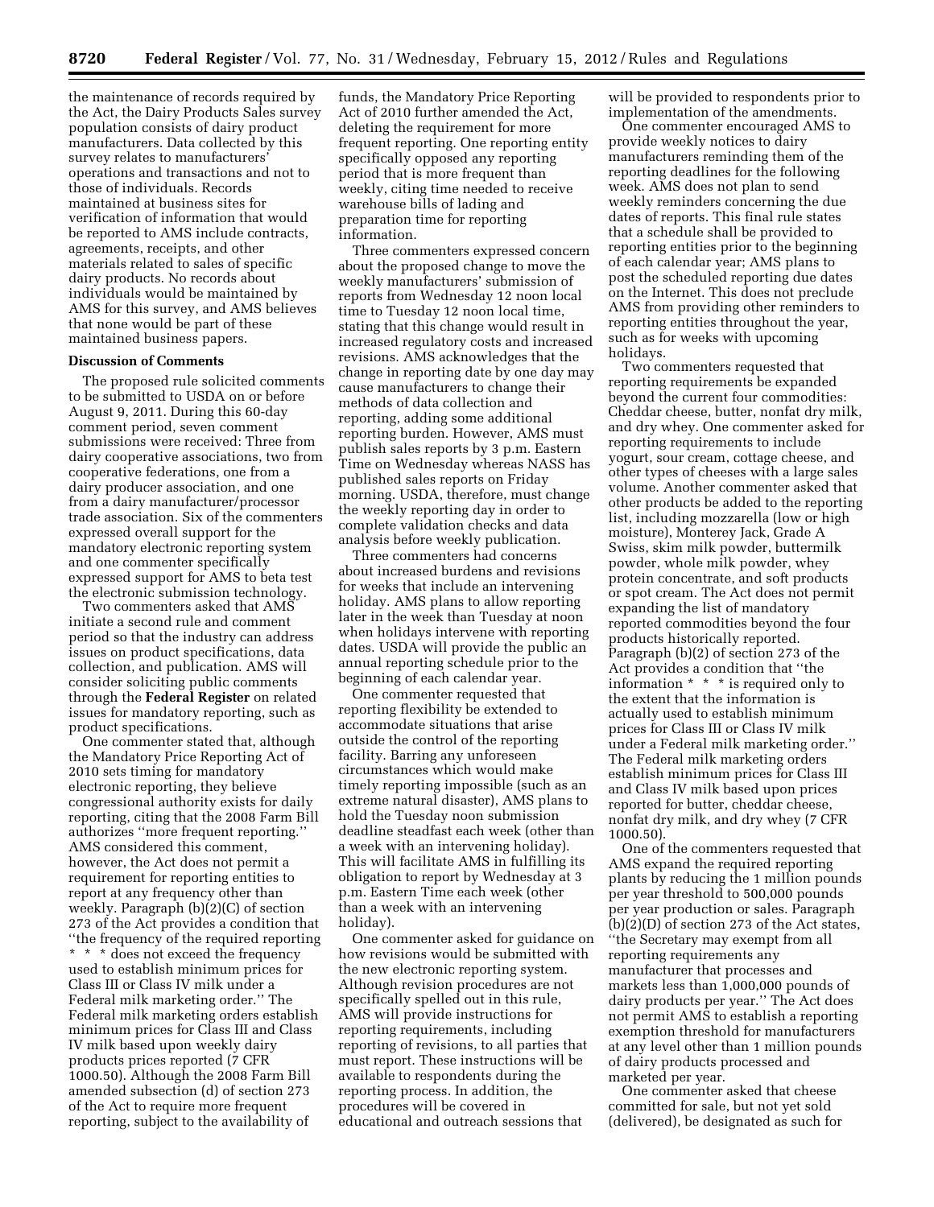the maintenance of records required by the Act, the Dairy Products Sales survey population consists of dairy product manufacturers. Data collected by this survey relates to manufacturers' operations and transactions and not to those of individuals. Records maintained at business sites for verification of information that would be reported to AMS include contracts, agreements, receipts, and other materials related to sales of specific dairy products. No records about individuals would be maintained by AMS for this survey, and AMS believes that none would be part of these maintained business papers.

**Discussion of Comments**

The proposed rule solicited comments to be submitted to USDA on or before August 9, 2011. During this 60-day comment period, seven comment submissions were received: Three from dairy cooperative associations, two from cooperative federations, one from a dairy producer association, and one from a dairy manufacturer/processor trade association. Six of the commenters expressed overall support for the mandatory electronic reporting system and one commenter specifically expressed support for AMS to beta test the electronic submission technology.

Two commenters asked that AMS initiate a second rule and comment period so that the industry can address issues on product specifications, data collection, and publication. AMS will consider soliciting public comments through the **Federal Register** on related issues for mandatory reporting, such as product specifications.

One commenter stated that, although the Mandatory Price Reporting Act of 2010 sets timing for mandatory electronic reporting, they believe congressional authority exists for daily reporting, citing that the 2008 Farm Bill authorizes ''more frequent reporting.'' AMS considered this comment, however, the Act does not permit a requirement for reporting entities to report at any frequency other than weekly. Paragraph (b)(2)(C) of section 273 of the Act provides a condition that ''the frequency of the required reporting * * * does not exceed the frequency used to establish minimum prices for Class III or Class IV milk under a Federal milk marketing order.'' The Federal milk marketing orders establish minimum prices for Class III and Class IV milk based upon weekly dairy products prices reported (7 CFR 1000.50). Although the 2008 Farm Bill amended subsection (d) of section 273 of the Act to require more frequent reporting, subject to the availability of funds, the Mandatory Price Reporting Act of 2010 further amended the Act, deleting the requirement for more frequent reporting. One reporting entity specifically opposed any reporting period that is more frequent than weekly, citing time needed to receive warehouse bills of lading and preparation time for reporting information.

Three commenters expressed concern about the proposed change to move the weekly manufacturers' submission of reports from Wednesday 12 noon local time to Tuesday 12 noon local time, stating that this change would result in increased regulatory costs and increased revisions. AMS acknowledges that the change in reporting date by one day may cause manufacturers to change their methods of data collection and reporting, adding some additional reporting burden. However, AMS must publish sales reports by 3 p.m. Eastern Time on Wednesday whereas NASS has published sales reports on Friday morning. USDA, therefore, must change the weekly reporting day in order to complete validation checks and data analysis before weekly publication.

Three commenters had concerns about increased burdens and revisions for weeks that include an intervening holiday. AMS plans to allow reporting later in the week than Tuesday at noon when holidays intervene with reporting dates. USDA will provide the public an annual reporting schedule prior to the beginning of each calendar year.

One commenter requested that reporting flexibility be extended to accommodate situations that arise outside the control of the reporting facility. Barring any unforeseen circumstances which would make timely reporting impossible (such as an extreme natural disaster), AMS plans to hold the Tuesday noon submission deadline steadfast each week (other than a week with an intervening holiday). This will facilitate AMS in fulfilling its obligation to report by Wednesday at 3 p.m. Eastern Time each week (other than a week with an intervening holiday).

One commenter asked for guidance on how revisions would be submitted with the new electronic reporting system. Although revision procedures are not specifically spelled out in this rule, AMS will provide instructions for reporting requirements, including reporting of revisions, to all parties that must report. These instructions will be available to respondents during the reporting process. In addition, the procedures will be covered in educational and outreach sessions that will be provided to respondents prior to implementation of the amendments.

One commenter encouraged AMS to provide weekly notices to dairy manufacturers reminding them of the reporting deadlines for the following week. AMS does not plan to send weekly reminders concerning the due dates of reports. This final rule states that a schedule shall be provided to reporting entities prior to the beginning of each calendar year; AMS plans to post the scheduled reporting due dates on the Internet. This does not preclude AMS from providing other reminders to reporting entities throughout the year, such as for weeks with upcoming holidays.

Two commenters requested that reporting requirements be expanded beyond the current four commodities: Cheddar cheese, butter, nonfat dry milk, and dry whey. One commenter asked for reporting requirements to include yogurt, sour cream, cottage cheese, and other types of cheeses with a large sales volume. Another commenter asked that other products be added to the reporting list, including mozzarella (low or high moisture), Monterey Jack, Grade A Swiss, skim milk powder, buttermilk powder, whole milk powder, whey protein concentrate, and soft products or spot cream. The Act does not permit expanding the list of mandatory reported commodities beyond the four products historically reported. Paragraph (b)(2) of section 273 of the Act provides a condition that ''the information * * * is required only to the extent that the information is actually used to establish minimum prices for Class III or Class IV milk under a Federal milk marketing order.'' The Federal milk marketing orders establish minimum prices for Class III and Class IV milk based upon prices reported for butter, cheddar cheese, nonfat dry milk, and dry whey (7 CFR 1000.50).

One of the commenters requested that AMS expand the required reporting plants by reducing the 1 million pounds per year threshold to 500,000 pounds per year production or sales. Paragraph (b)(2)(D) of section 273 of the Act states, ''the Secretary may exempt from all reporting requirements any manufacturer that processes and markets less than 1,000,000 pounds of dairy products per year.'' The Act does not permit AMS to establish a reporting exemption threshold for manufacturers at any level other than 1 million pounds of dairy products processed and marketed per year.

One commenter asked that cheese committed for sale, but not yet sold (delivered), be designated as such for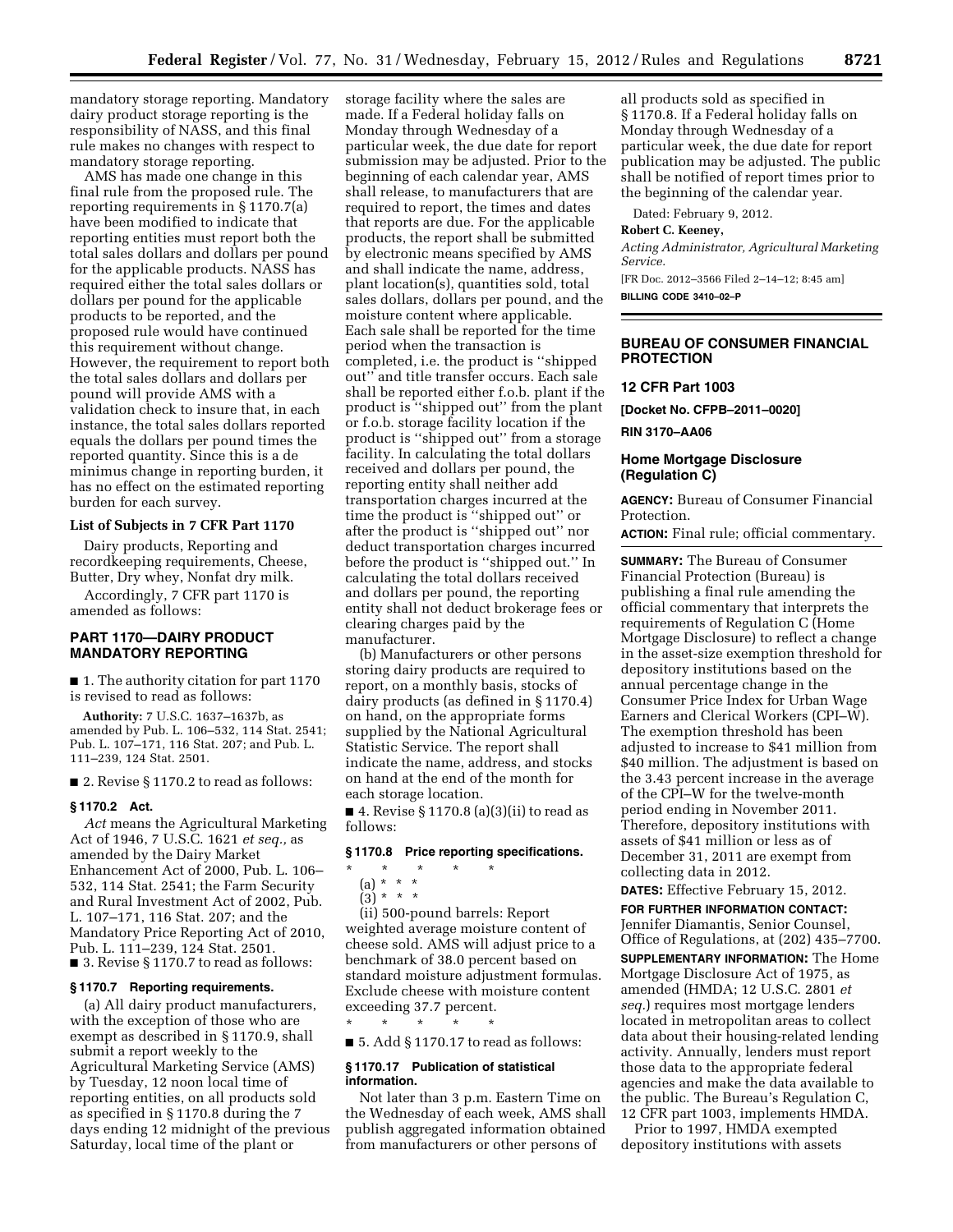mandatory storage reporting. Mandatory dairy product storage reporting is the responsibility of NASS, and this final rule makes no changes with respect to mandatory storage reporting.

AMS has made one change in this final rule from the proposed rule. The reporting requirements in § 1170.7(a) have been modified to indicate that reporting entities must report both the total sales dollars and dollars per pound for the applicable products. NASS has required either the total sales dollars or dollars per pound for the applicable products to be reported, and the proposed rule would have continued this requirement without change. However, the requirement to report both the total sales dollars and dollars per pound will provide AMS with a validation check to insure that, in each instance, the total sales dollars reported equals the dollars per pound times the reported quantity. Since this is a de minimus change in reporting burden, it has no effect on the estimated reporting burden for each survey.

### List of Subjects in 7 CFR Part 1170

Dairy products, Reporting and recordkeeping requirements, Cheese, Butter, Dry whey, Nonfat dry milk.

Accordingly, 7 CFR part 1170 is amended as follows:

## PART 1170—DAIRY PRODUCT MANDATORY REPORTING

■ 1. The authority citation for part 1170 is revised to read as follows:

**Authority:** 7 U.S.C. 1637–1637b, as amended by Pub. L. 106–532, 114 Stat. 2541; Pub. L. 107–171, 116 Stat. 207; and Pub. L. 111–239, 124 Stat. 2501.

■ 2. Revise § 1170.2 to read as follows:

### § 1170.2 Act.

*Act* means the Agricultural Marketing Act of 1946, 7 U.S.C. 1621 *et seq.,* as amended by the Dairy Market Enhancement Act of 2000, Pub. L. 106–532, 114 Stat. 2541; the Farm Security and Rural Investment Act of 2002, Pub. L. 107–171, 116 Stat. 207; and the Mandatory Price Reporting Act of 2010, Pub. L. 111–239, 124 Stat. 2501.

■ 3. Revise § 1170.7 to read as follows:

### § 1170.7 Reporting requirements.

(a) All dairy product manufacturers, with the exception of those who are exempt as described in § 1170.9, shall submit a report weekly to the Agricultural Marketing Service (AMS) by Tuesday, 12 noon local time of reporting entities, on all products sold as specified in § 1170.8 during the 7 days ending 12 midnight of the previous Saturday, local time of the plant or storage facility where the sales are made. If a Federal holiday falls on Monday through Wednesday of a particular week, the due date for report submission may be adjusted. Prior to the beginning of each calendar year, AMS shall release, to manufacturers that are required to report, the times and dates that reports are due. For the applicable products, the report shall be submitted by electronic means specified by AMS and shall indicate the name, address, plant location(s), quantities sold, total sales dollars, dollars per pound, and the moisture content where applicable. Each sale shall be reported for the time period when the transaction is completed, i.e. the product is ''shipped out'' and title transfer occurs. Each sale shall be reported either f.o.b. plant if the product is ''shipped out'' from the plant or f.o.b. storage facility location if the product is ''shipped out'' from a storage facility. In calculating the total dollars received and dollars per pound, the reporting entity shall neither add transportation charges incurred at the time the product is ''shipped out'' or after the product is ''shipped out'' nor deduct transportation charges incurred before the product is ''shipped out.'' In calculating the total dollars received and dollars per pound, the reporting entity shall not deduct brokerage fees or clearing charges paid by the manufacturer.

(b) Manufacturers or other persons storing dairy products are required to report, on a monthly basis, stocks of dairy products (as defined in § 1170.4) on hand, on the appropriate forms supplied by the National Agricultural Statistic Service. The report shall indicate the name, address, and stocks on hand at the end of the month for each storage location.

■ 4. Revise § 1170.8 (a)(3)(ii) to read as follows:

### § 1170.8 Price reporting specifications.

\* \* \* \* \*

(a) \* \* \*

(3) \* \* \*

(ii) 500-pound barrels: Report weighted average moisture content of cheese sold. AMS will adjust price to a benchmark of 38.0 percent based on standard moisture adjustment formulas. Exclude cheese with moisture content exceeding 37.7 percent.

\* \* \* \* \*

■ 5. Add § 1170.17 to read as follows:

### § 1170.17 Publication of statistical information.

Not later than 3 p.m. Eastern Time on the Wednesday of each week, AMS shall publish aggregated information obtained from manufacturers or other persons of all products sold as specified in § 1170.8. If a Federal holiday falls on Monday through Wednesday of a particular week, the due date for report publication may be adjusted. The public shall be notified of report times prior to the beginning of the calendar year.

Dated: February 9, 2012.

**Robert C. Keeney,**

*Acting Administrator, Agricultural Marketing Service.*

[FR Doc. 2012–3566 Filed 2–14–12; 8:45 am]

**BILLING CODE 3410–02–P**

## BUREAU OF CONSUMER FINANCIAL PROTECTION

### 12 CFR Part 1003

**[Docket No. CFPB–2011–0020]**

**RIN 3170–AA06**

## Home Mortgage Disclosure (Regulation C)

**AGENCY:** Bureau of Consumer Financial Protection.

**ACTION:** Final rule; official commentary.

**SUMMARY:** The Bureau of Consumer Financial Protection (Bureau) is publishing a final rule amending the official commentary that interprets the requirements of Regulation C (Home Mortgage Disclosure) to reflect a change in the asset-size exemption threshold for depository institutions based on the annual percentage change in the Consumer Price Index for Urban Wage Earners and Clerical Workers (CPI–W). The exemption threshold has been adjusted to increase to $41 million from $40 million. The adjustment is based on the 3.43 percent increase in the average of the CPI–W for the twelve-month period ending in November 2011. Therefore, depository institutions with assets of $41 million or less as of December 31, 2011 are exempt from collecting data in 2012.

**DATES:** Effective February 15, 2012.

**FOR FURTHER INFORMATION CONTACT:** Jennifer Diamantis, Senior Counsel, Office of Regulations, at (202) 435–7700.

**SUPPLEMENTARY INFORMATION:** The Home Mortgage Disclosure Act of 1975, as amended (HMDA; 12 U.S.C. 2801 *et seq.*) requires most mortgage lenders located in metropolitan areas to collect data about their housing-related lending activity. Annually, lenders must report those data to the appropriate federal agencies and make the data available to the public. The Bureau's Regulation C, 12 CFR part 1003, implements HMDA.

Prior to 1997, HMDA exempted depository institutions with assets